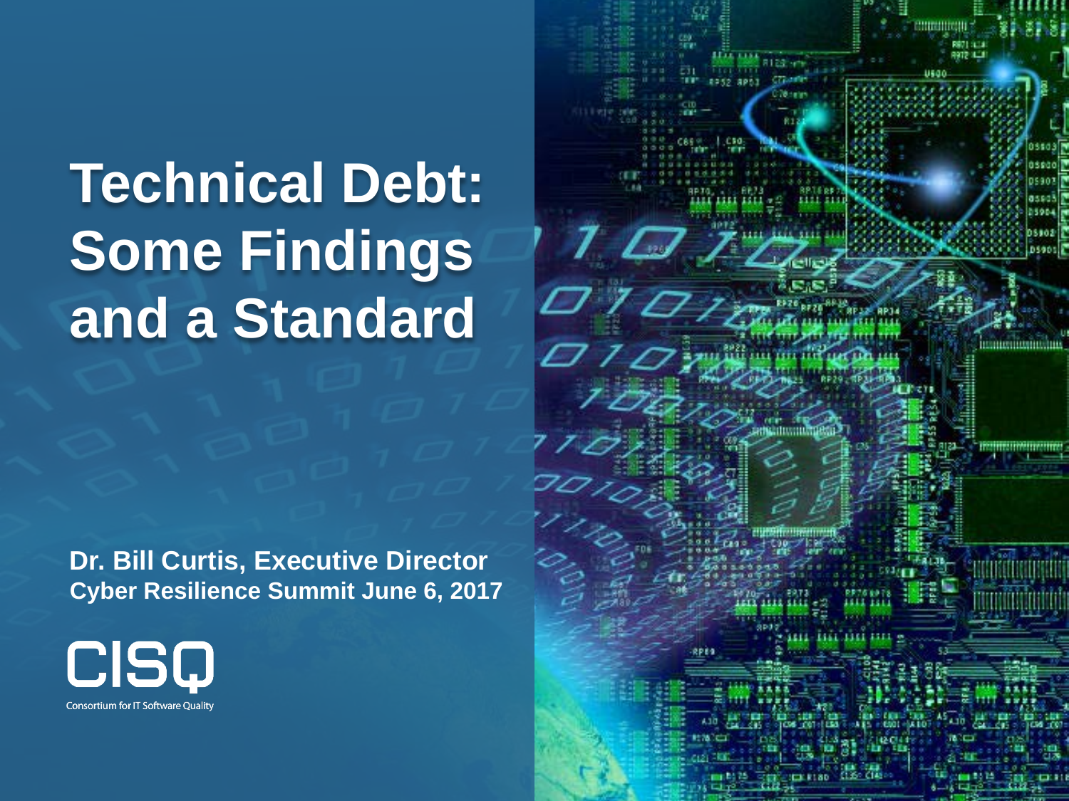# Technical Debt: Some Findings and a Standard

**Dr. Bill Curtis, Executive Director**
**Cyber Resilience Summit June 6, 2017**

CISQ
Consortium for IT Software Quality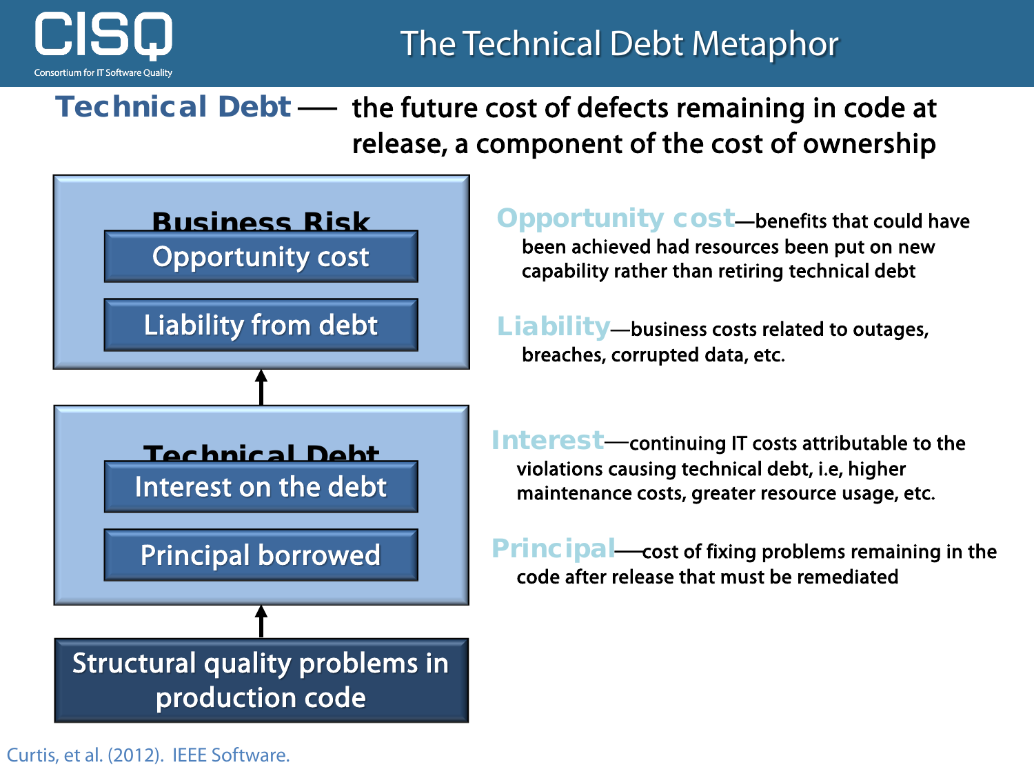# The Technical Debt Metaphor

**Technical Debt** — the future cost of defects remaining in code at release, a component of the cost of ownership

**Business Risk**
- Opportunity cost
- Liability from debt

↑

**Technical Debt**
- Interest on the debt
- Principal borrowed

↑

**Structural quality problems in production code**

**Opportunity cost**—benefits that could have been achieved had resources been put on new capability rather than retiring technical debt

**Liability**—business costs related to outages, breaches, corrupted data, etc.

**Interest**—continuing IT costs attributable to the violations causing technical debt, i.e, higher maintenance costs, greater resource usage, etc.

**Principal**—cost of fixing problems remaining in the code after release that must be remediated

Curtis, et al. (2012). IEEE Software.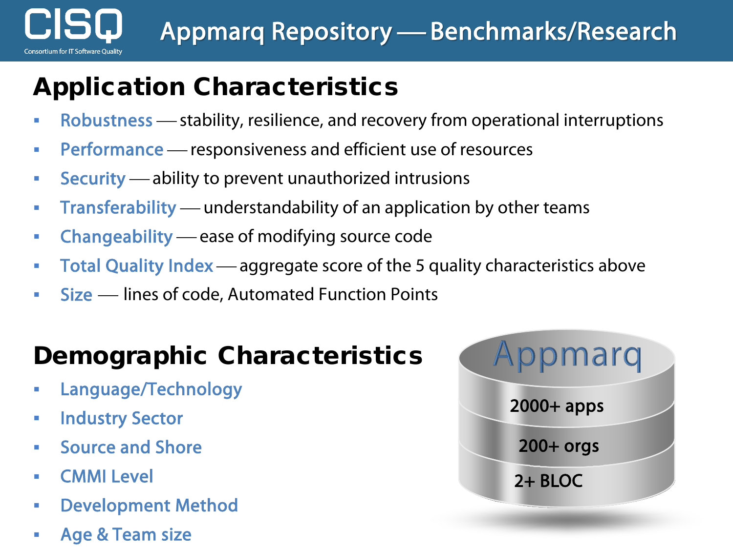# Appmarq Repository — Benchmarks/Research

## Application Characteristics

- **Robustness** — stability, resilience, and recovery from operational interruptions
- **Performance** — responsiveness and efficient use of resources
- **Security** — ability to prevent unauthorized intrusions
- **Transferability** — understandability of an application by other teams
- **Changeability** — ease of modifying source code
- **Total Quality Index** — aggregate score of the 5 quality characteristics above
- **Size** — lines of code, Automated Function Points

## Demographic Characteristics

- Language/Technology
- Industry Sector
- Source and Shore
- CMMI Level
- Development Method
- Age & Team size

Appmarq

2000+ apps

200+ orgs

2+ BLOC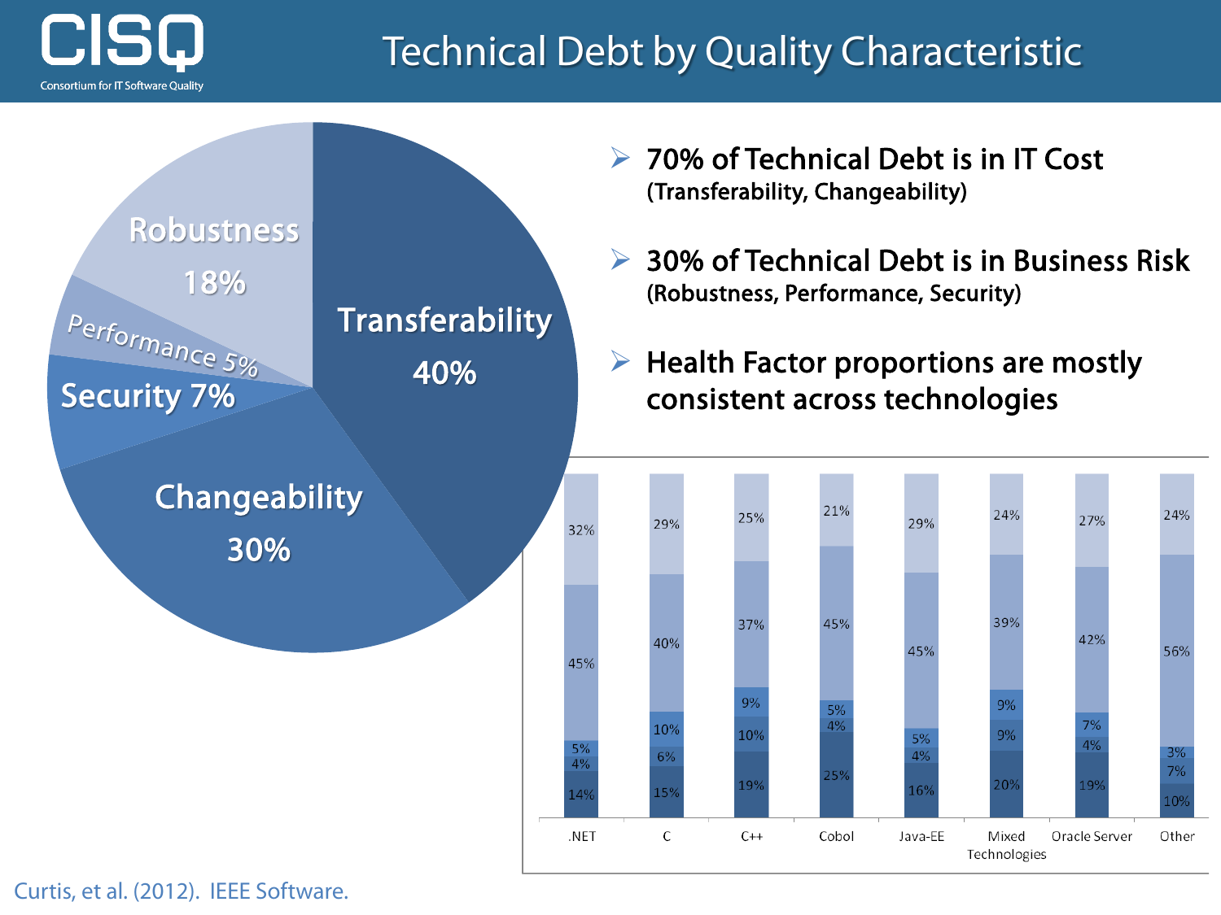# Technical Debt by Quality Characteristic

- **70% of Technical Debt is in IT Cost**
  (Transferability, Changeability)
- **30% of Technical Debt is in Business Risk**
  (Robustness, Performance, Security)
- **Health Factor proportions are mostly consistent across technologies**

| Quality Characteristic | Share |
|---|---|
| Transferability | 40% |
| Changeability | 30% |
| Robustness | 18% |
| Security | 7% |
| Performance | 5% |

| Technology | Top segment | Second segment | Third segment | Fourth segment | Bottom segment |
|---|---|---|---|---|---|
| .NET | 32% | 45% | 5% | 4% | 14% |
| C | 29% | 40% | 10% | 6% | 15% |
| C++ | 25% | 37% | 9% | 10% | 19% |
| Cobol | 21% | 45% | 5% | 4% | 25% |
| Java-EE | 29% | 45% | 5% | 4% | 16% |
| Mixed Technologies | 24% | 39% | 9% | 9% | 20% |
| Oracle Server | 27% | 42% | 7% | 4% | 19% |
| Other | 24% | 56% | 3% | 7% | 10% |

Curtis, et al. (2012). IEEE Software.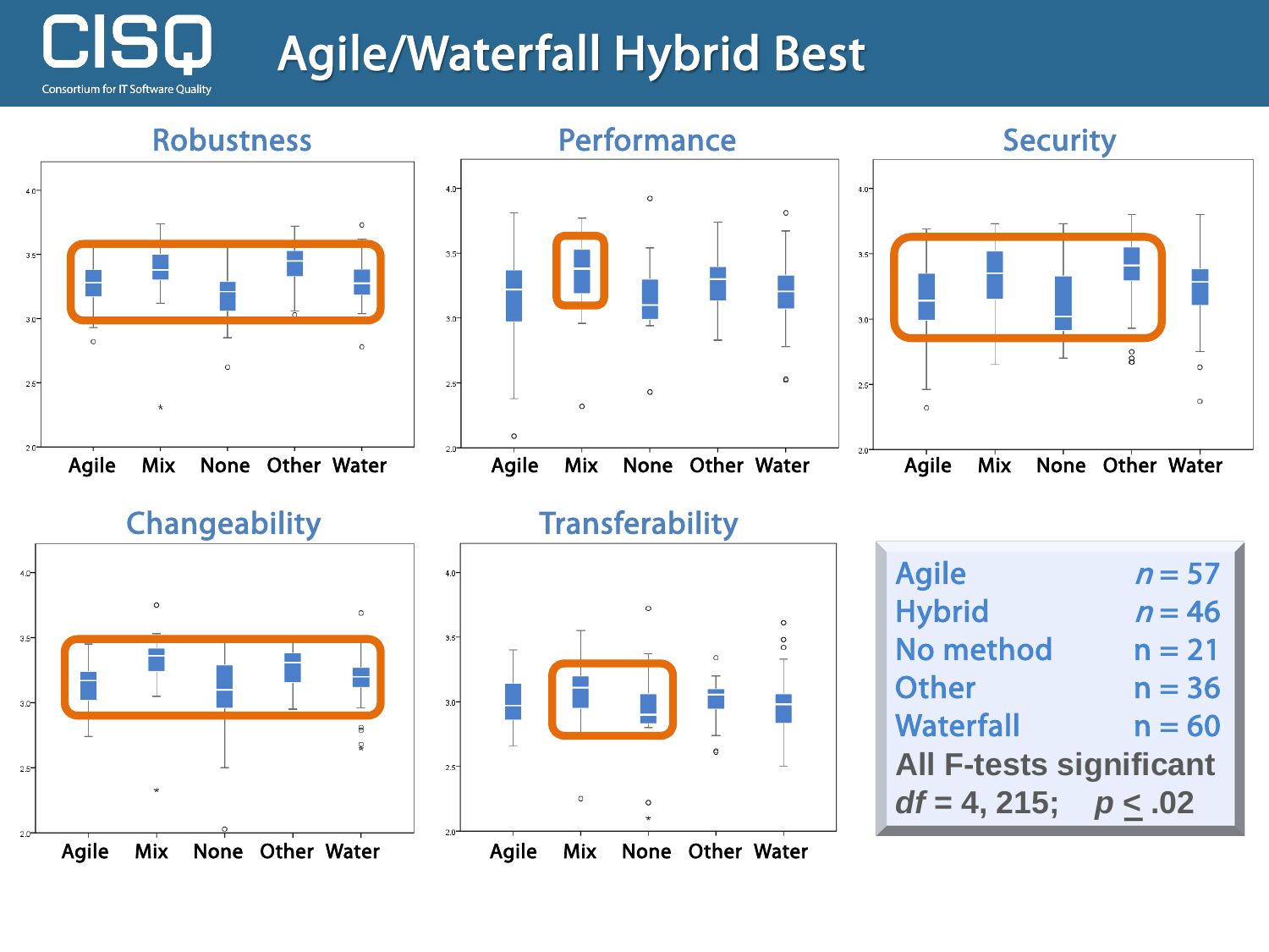# Agile/Waterfall Hybrid Best

CISQ — Consortium for IT Software Quality

## Robustness

Agile Mix None Other Water

## Performance

Agile Mix None Other Water

## Security

Agile Mix None Other Water

## Changeability

Agile Mix None Other Water

## Transferability

Agile Mix None Other Water

| | |
|---|---|
| Agile | $n = 57$ |
| Hybrid | $n = 46$ |
| No method | $n = 21$ |
| Other | $n = 36$ |
| Waterfall | $n = 60$ |

**All F-tests significant**

**$df = 4, 215$; $p \leq .02$**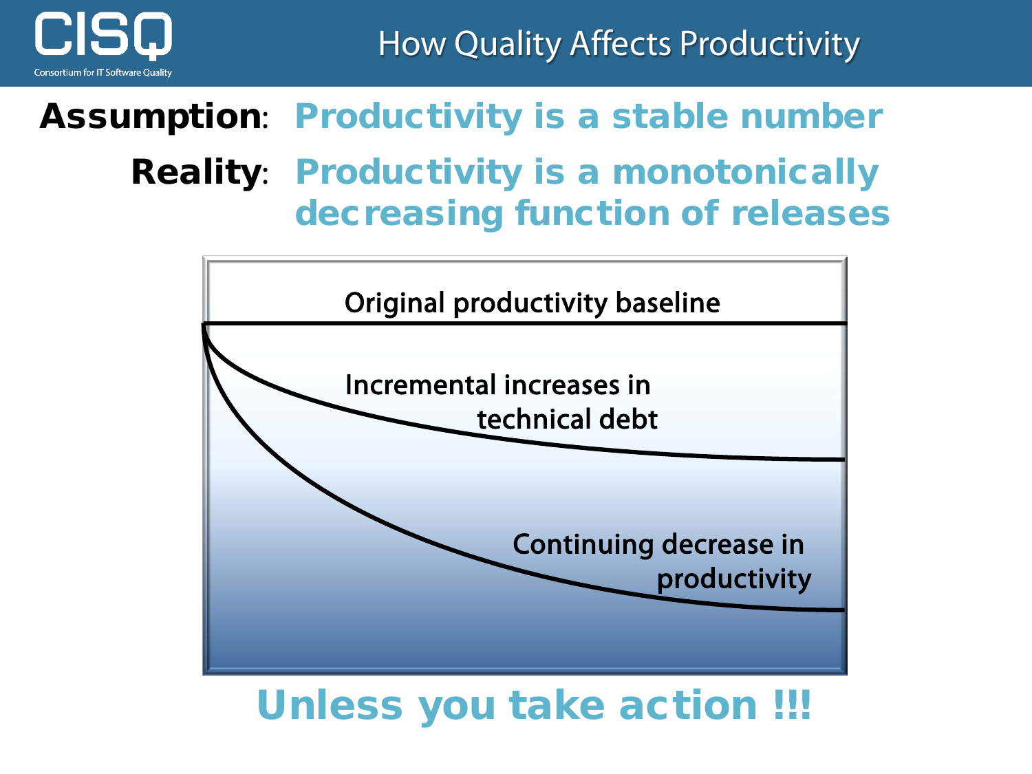# How Quality Affects Productivity

**Assumption**: Productivity is a stable number

**Reality**: Productivity is a monotonically decreasing function of releases

Original productivity baseline

Incremental increases in technical debt

Continuing decrease in productivity

**Unless you take action !!!**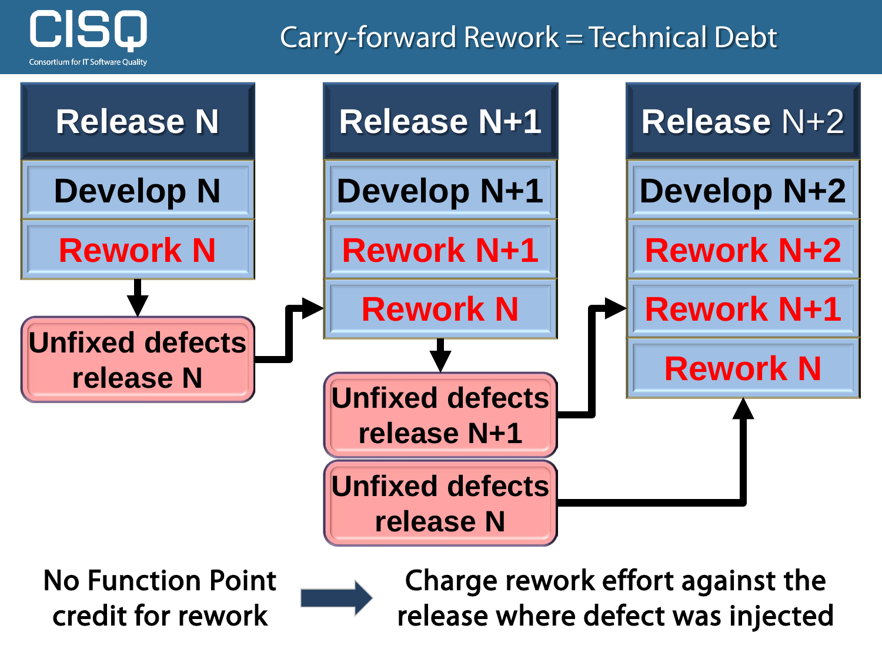# Carry-forward Rework = Technical Debt

| Release N | Release N+1 | Release N+2 |
|---|---|---|
| Develop N | Develop N+1 | Develop N+2 |
| Rework N | Rework N+1 | Rework N+2 |
| | Rework N | Rework N+1 |
| | | Rework N |

Unfixed defects release N → Rework N (Release N+1)

Unfixed defects release N+1 → Rework N+1 (Release N+2)

Unfixed defects release N → Rework N (Release N+2)

No Function Point credit for rework → Charge rework effort against the release where defect was injected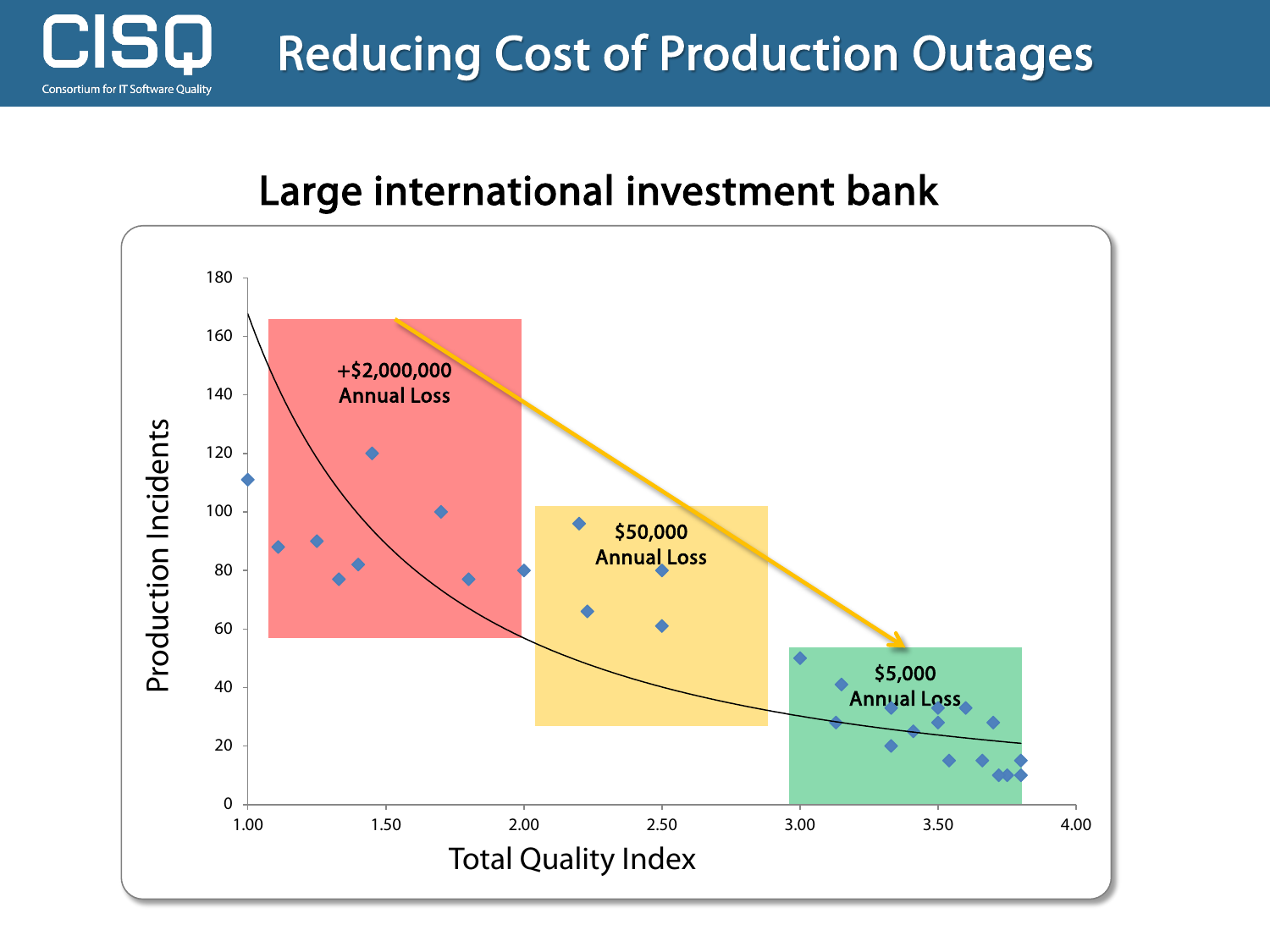# Reducing Cost of Production Outages

## Large international investment bank

+$2,000,000 Annual Loss

$50,000 Annual Loss

$5,000 Annual Loss

Production Incidents

Total Quality Index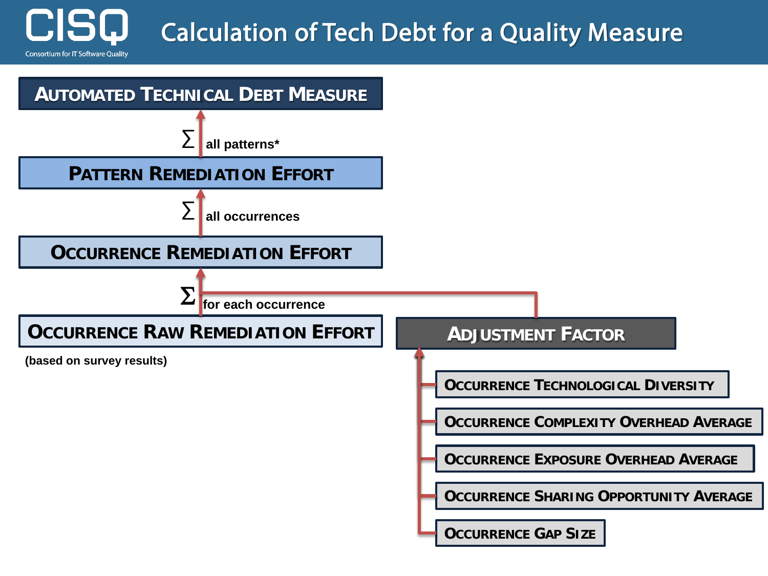# Calculation of Tech Debt for a Quality Measure

**AUTOMATED TECHNICAL DEBT MEASURE**

$\Sigma$ all patterns*

**PATTERN REMEDIATION EFFORT**

$\Sigma$ all occurrences

**OCCURRENCE REMEDIATION EFFORT**

$\Sigma$ for each occurrence

**OCCURRENCE RAW REMEDIATION EFFORT**

(based on survey results)

**ADJUSTMENT FACTOR**

- **OCCURRENCE TECHNOLOGICAL DIVERSITY**
- **OCCURRENCE COMPLEXITY OVERHEAD AVERAGE**
- **OCCURRENCE EXPOSURE OVERHEAD AVERAGE**
- **OCCURRENCE SHARING OPPORTUNITY AVERAGE**
- **OCCURRENCE GAP SIZE**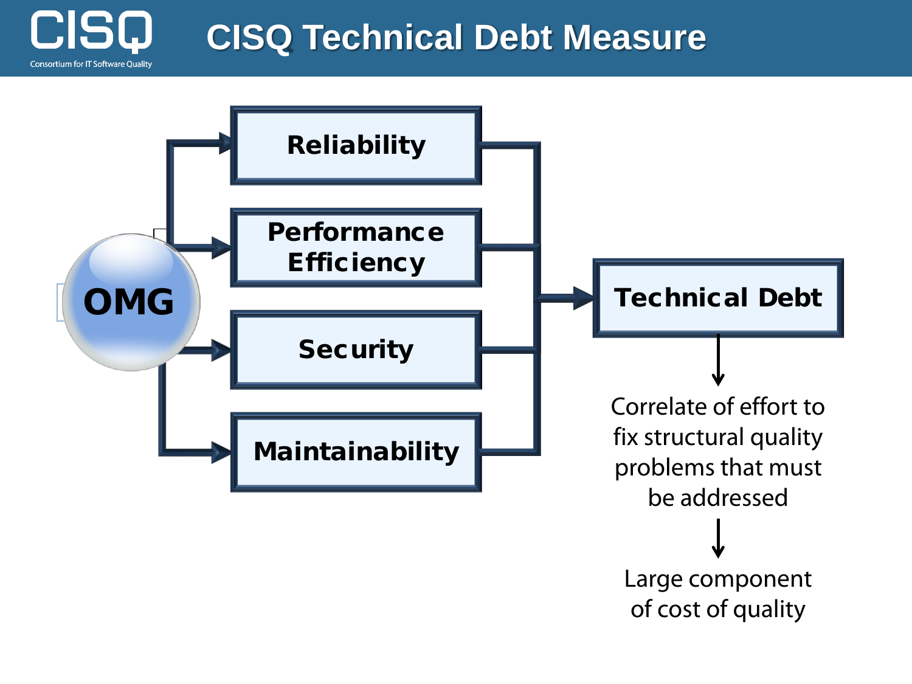# CISQ Technical Debt Measure

OMG

- Reliability
- Performance Efficiency
- Security
- Maintainability

Technical Debt

Correlate of effort to fix structural quality problems that must be addressed

Large component of cost of quality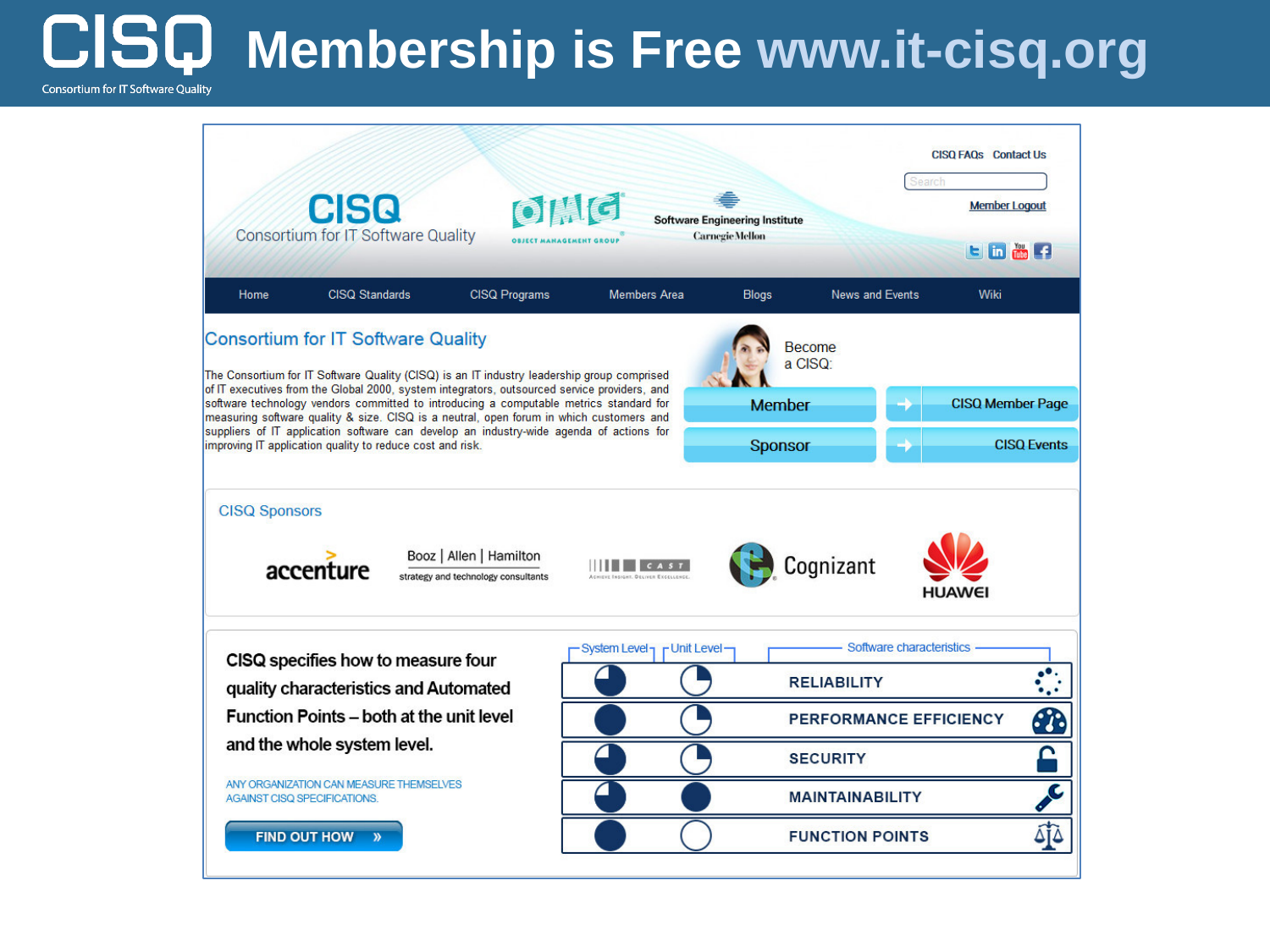# CISQ Membership is Free www.it-cisq.org

Consortium for IT Software Quality

CISQ FAQs Contact Us

Search

Member Logout

CISQ Consortium for IT Software Quality

OMG OBJECT MANAGEMENT GROUP

Software Engineering Institute Carnegie Mellon

Home | CISQ Standards | CISQ Programs | Members Area | Blogs | News and Events | Wiki

## Consortium for IT Software Quality

The Consortium for IT Software Quality (CISQ) is an IT industry leadership group comprised of IT executives from the Global 2000, system integrators, outsourced service providers, and software technology vendors committed to introducing a computable metrics standard for measuring software quality & size. CISQ is a neutral, open forum in which customers and suppliers of IT application software can develop an industry-wide agenda of actions for improving IT application quality to reduce cost and risk.

Become a CISQ:

Member

Sponsor

CISQ Member Page

CISQ Events

### CISQ Sponsors

accenture

Booz | Allen | Hamilton strategy and technology consultants

CAST Achieve Insight. Deliver Excellence.

Cognizant

HUAWEI

**CISQ specifies how to measure four quality characteristics and Automated Function Points – both at the unit level and the whole system level.**

ANY ORGANIZATION CAN MEASURE THEMSELVES AGAINST CISQ SPECIFICATIONS.

FIND OUT HOW »

System Level

Unit Level

Software characteristics

RELIABILITY

PERFORMANCE EFFICIENCY

SECURITY

MAINTAINABILITY

FUNCTION POINTS